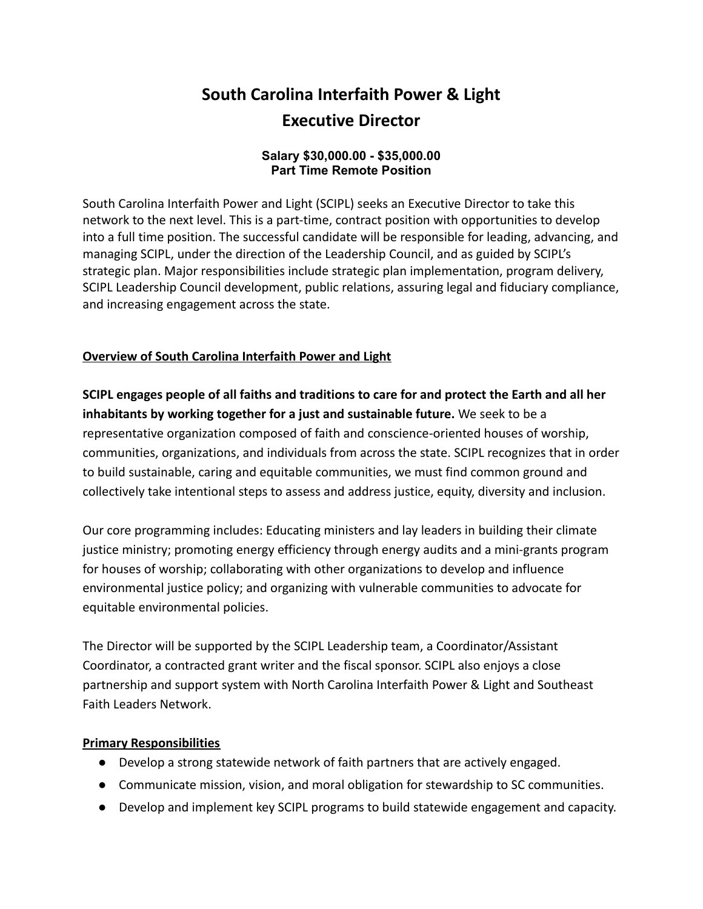# South Carolina Interfaith Power & Light
# Executive Director

**Salary $30,000.00 - $35,000.00**
**Part Time Remote Position**

South Carolina Interfaith Power and Light (SCIPL) seeks an Executive Director to take this network to the next level. This is a part-time, contract position with opportunities to develop into a full time position. The successful candidate will be responsible for leading, advancing, and managing SCIPL, under the direction of the Leadership Council, and as guided by SCIPL's strategic plan. Major responsibilities include strategic plan implementation, program delivery, SCIPL Leadership Council development, public relations, assuring legal and fiduciary compliance, and increasing engagement across the state.

## Overview of South Carolina Interfaith Power and Light

**SCIPL engages people of all faiths and traditions to care for and protect the Earth and all her inhabitants by working together for a just and sustainable future.** We seek to be a representative organization composed of faith and conscience-oriented houses of worship, communities, organizations, and individuals from across the state. SCIPL recognizes that in order to build sustainable, caring and equitable communities, we must find common ground and collectively take intentional steps to assess and address justice, equity, diversity and inclusion.

Our core programming includes: Educating ministers and lay leaders in building their climate justice ministry; promoting energy efficiency through energy audits and a mini-grants program for houses of worship; collaborating with other organizations to develop and influence environmental justice policy; and organizing with vulnerable communities to advocate for equitable environmental policies.

The Director will be supported by the SCIPL Leadership team, a Coordinator/Assistant Coordinator, a contracted grant writer and the fiscal sponsor. SCIPL also enjoys a close partnership and support system with North Carolina Interfaith Power & Light and Southeast Faith Leaders Network.

## Primary Responsibilities

- Develop a strong statewide network of faith partners that are actively engaged.
- Communicate mission, vision, and moral obligation for stewardship to SC communities.
- Develop and implement key SCIPL programs to build statewide engagement and capacity.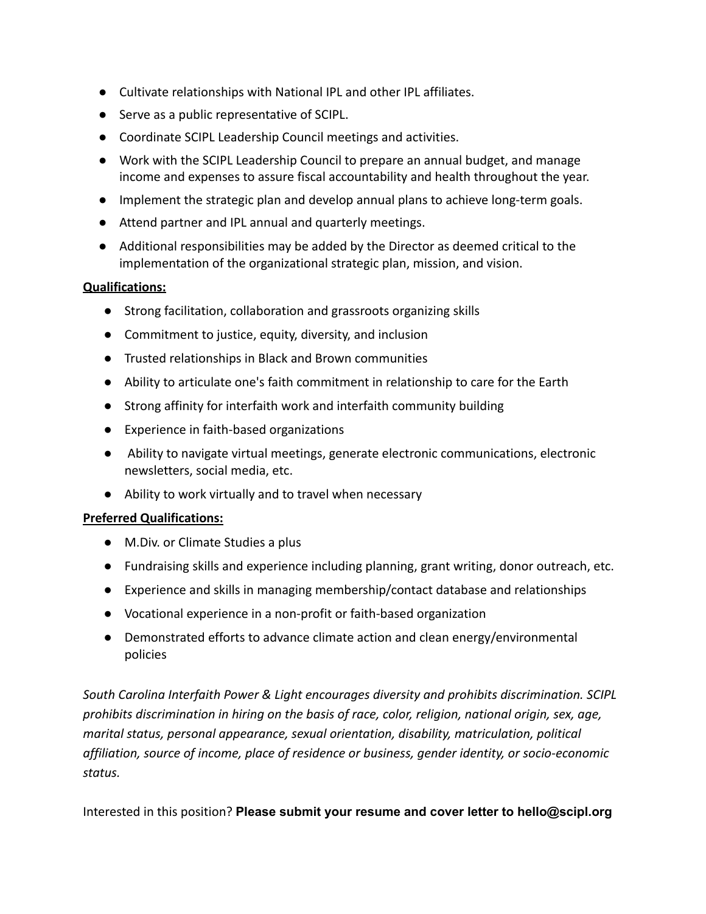- Cultivate relationships with National IPL and other IPL affiliates.
- Serve as a public representative of SCIPL.
- Coordinate SCIPL Leadership Council meetings and activities.
- Work with the SCIPL Leadership Council to prepare an annual budget, and manage income and expenses to assure fiscal accountability and health throughout the year.
- Implement the strategic plan and develop annual plans to achieve long-term goals.
- Attend partner and IPL annual and quarterly meetings.
- Additional responsibilities may be added by the Director as deemed critical to the implementation of the organizational strategic plan, mission, and vision.

**Qualifications:**

- Strong facilitation, collaboration and grassroots organizing skills
- Commitment to justice, equity, diversity, and inclusion
- Trusted relationships in Black and Brown communities
- Ability to articulate one's faith commitment in relationship to care for the Earth
- Strong affinity for interfaith work and interfaith community building
- Experience in faith-based organizations
- Ability to navigate virtual meetings, generate electronic communications, electronic newsletters, social media, etc.
- Ability to work virtually and to travel when necessary

**Preferred Qualifications:**

- M.Div. or Climate Studies a plus
- Fundraising skills and experience including planning, grant writing, donor outreach, etc.
- Experience and skills in managing membership/contact database and relationships
- Vocational experience in a non-profit or faith-based organization
- Demonstrated efforts to advance climate action and clean energy/environmental policies

*South Carolina Interfaith Power & Light encourages diversity and prohibits discrimination. SCIPL prohibits discrimination in hiring on the basis of race, color, religion, national origin, sex, age, marital status, personal appearance, sexual orientation, disability, matriculation, political affiliation, source of income, place of residence or business, gender identity, or socio-economic status.*

Interested in this position? **Please submit your resume and cover letter to hello@scipl.org**